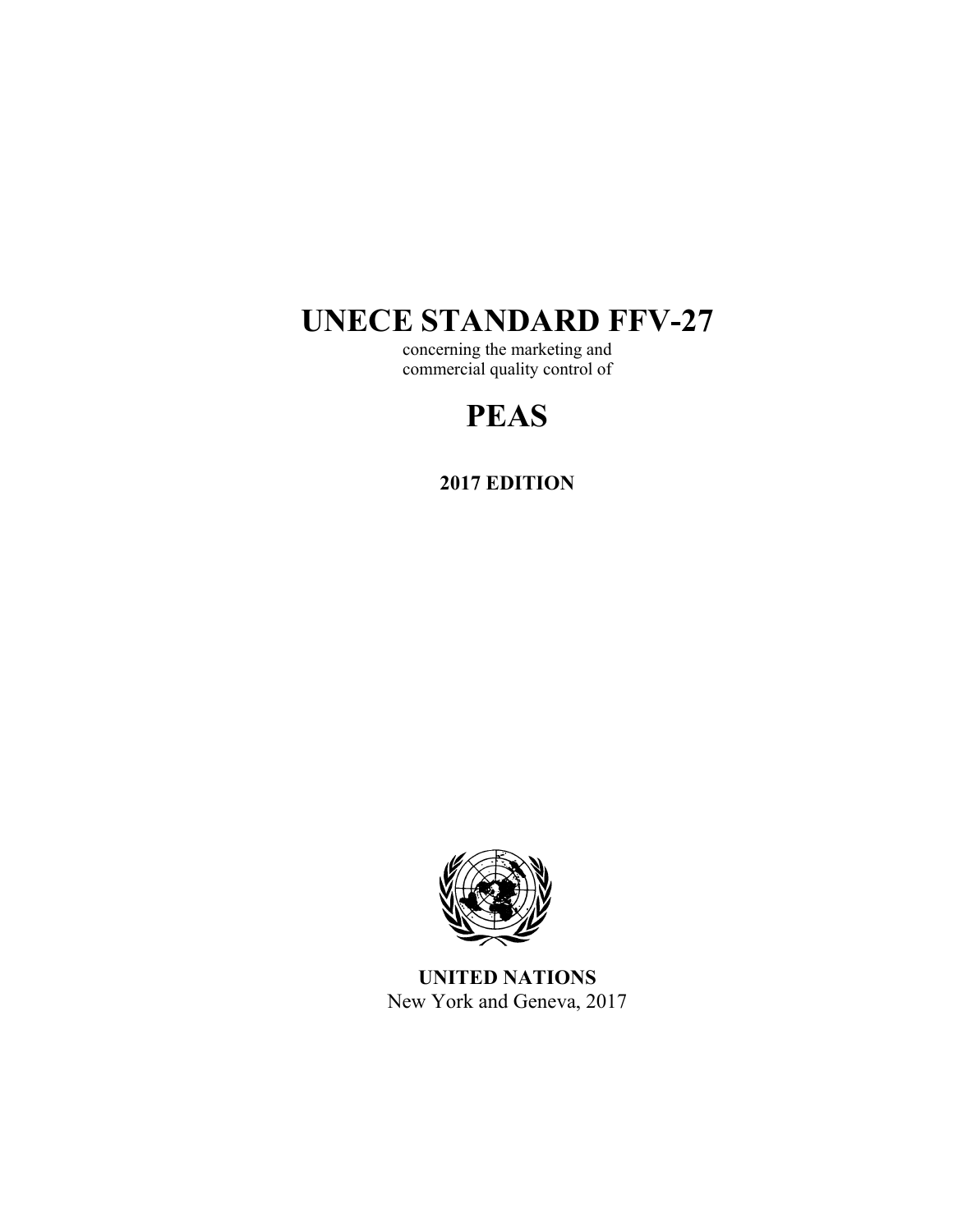# UNECE STANDARD FFV-27

concerning the marketing and
commercial quality control of

# PEAS

**2017 EDITION**

**UNITED NATIONS**
New York and Geneva, 2017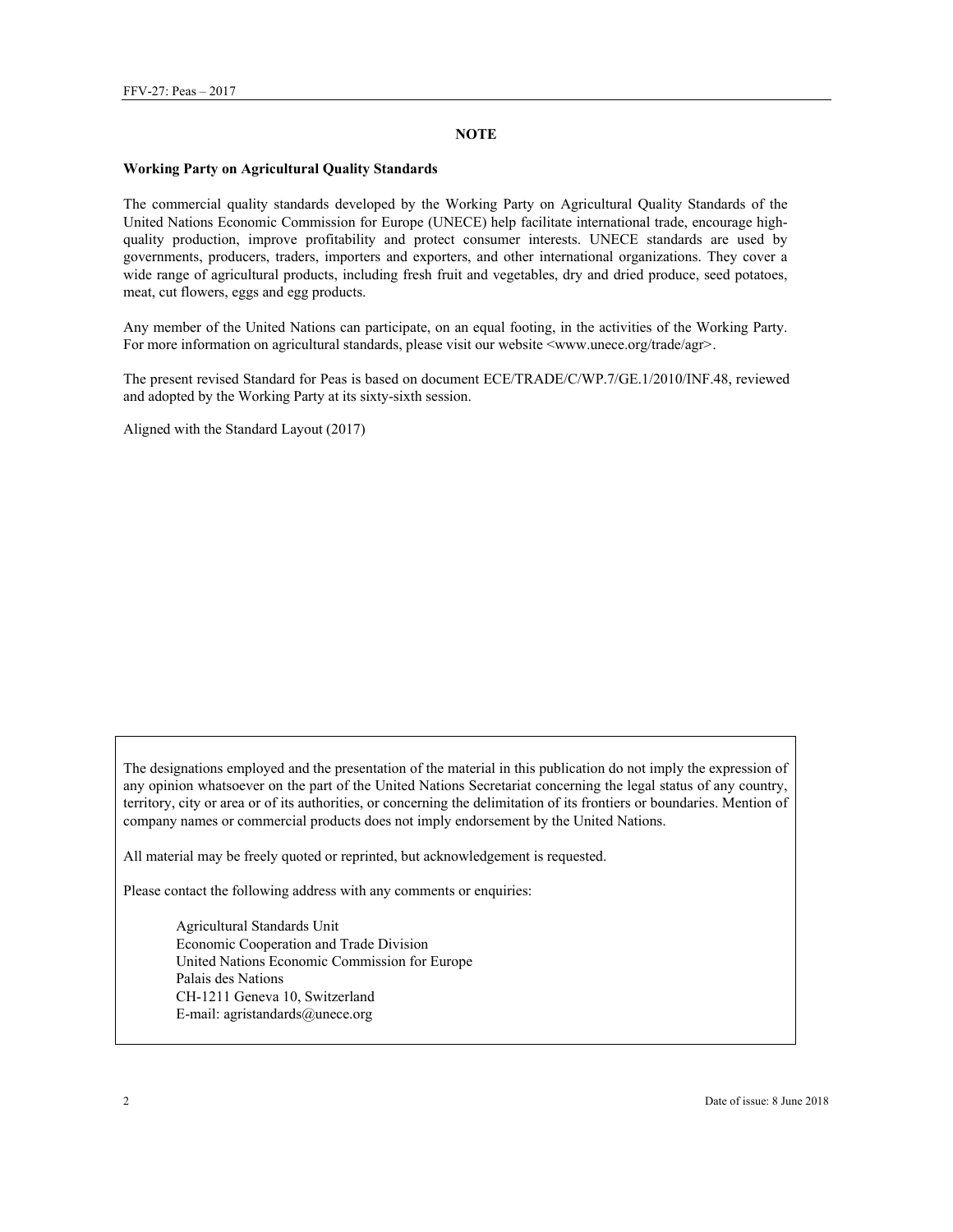## NOTE

### Working Party on Agricultural Quality Standards

The commercial quality standards developed by the Working Party on Agricultural Quality Standards of the United Nations Economic Commission for Europe (UNECE) help facilitate international trade, encourage high-quality production, improve profitability and protect consumer interests. UNECE standards are used by governments, producers, traders, importers and exporters, and other international organizations. They cover a wide range of agricultural products, including fresh fruit and vegetables, dry and dried produce, seed potatoes, meat, cut flowers, eggs and egg products.

Any member of the United Nations can participate, on an equal footing, in the activities of the Working Party. For more information on agricultural standards, please visit our website <www.unece.org/trade/agr>.

The present revised Standard for Peas is based on document ECE/TRADE/C/WP.7/GE.1/2010/INF.48, reviewed and adopted by the Working Party at its sixty-sixth session.

Aligned with the Standard Layout (2017)

---

The designations employed and the presentation of the material in this publication do not imply the expression of any opinion whatsoever on the part of the United Nations Secretariat concerning the legal status of any country, territory, city or area or of its authorities, or concerning the delimitation of its frontiers or boundaries. Mention of company names or commercial products does not imply endorsement by the United Nations.

All material may be freely quoted or reprinted, but acknowledgement is requested.

Please contact the following address with any comments or enquiries:

Agricultural Standards Unit
Economic Cooperation and Trade Division
United Nations Economic Commission for Europe
Palais des Nations
CH-1211 Geneva 10, Switzerland
E-mail: agristandards@unece.org

---

Date of issue: 8 June 2018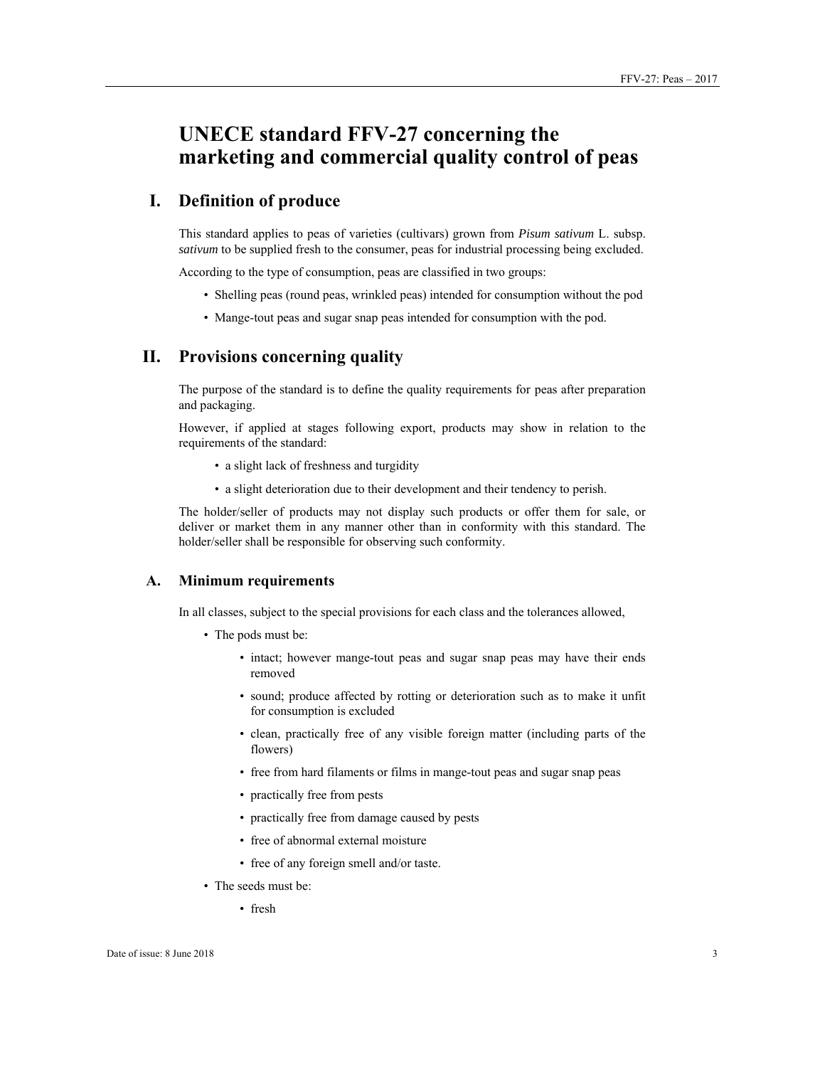# UNECE standard FFV-27 concerning the marketing and commercial quality control of peas

## I. Definition of produce

This standard applies to peas of varieties (cultivars) grown from *Pisum sativum* L. subsp. *sativum* to be supplied fresh to the consumer, peas for industrial processing being excluded.

According to the type of consumption, peas are classified in two groups:

- Shelling peas (round peas, wrinkled peas) intended for consumption without the pod
- Mange-tout peas and sugar snap peas intended for consumption with the pod.

## II. Provisions concerning quality

The purpose of the standard is to define the quality requirements for peas after preparation and packaging.

However, if applied at stages following export, products may show in relation to the requirements of the standard:

- a slight lack of freshness and turgidity
- a slight deterioration due to their development and their tendency to perish.

The holder/seller of products may not display such products or offer them for sale, or deliver or market them in any manner other than in conformity with this standard. The holder/seller shall be responsible for observing such conformity.

### A. Minimum requirements

In all classes, subject to the special provisions for each class and the tolerances allowed,

- The pods must be:
  - intact; however mange-tout peas and sugar snap peas may have their ends removed
  - sound; produce affected by rotting or deterioration such as to make it unfit for consumption is excluded
  - clean, practically free of any visible foreign matter (including parts of the flowers)
  - free from hard filaments or films in mange-tout peas and sugar snap peas
  - practically free from pests
  - practically free from damage caused by pests
  - free of abnormal external moisture
  - free of any foreign smell and/or taste.
- The seeds must be:
  - fresh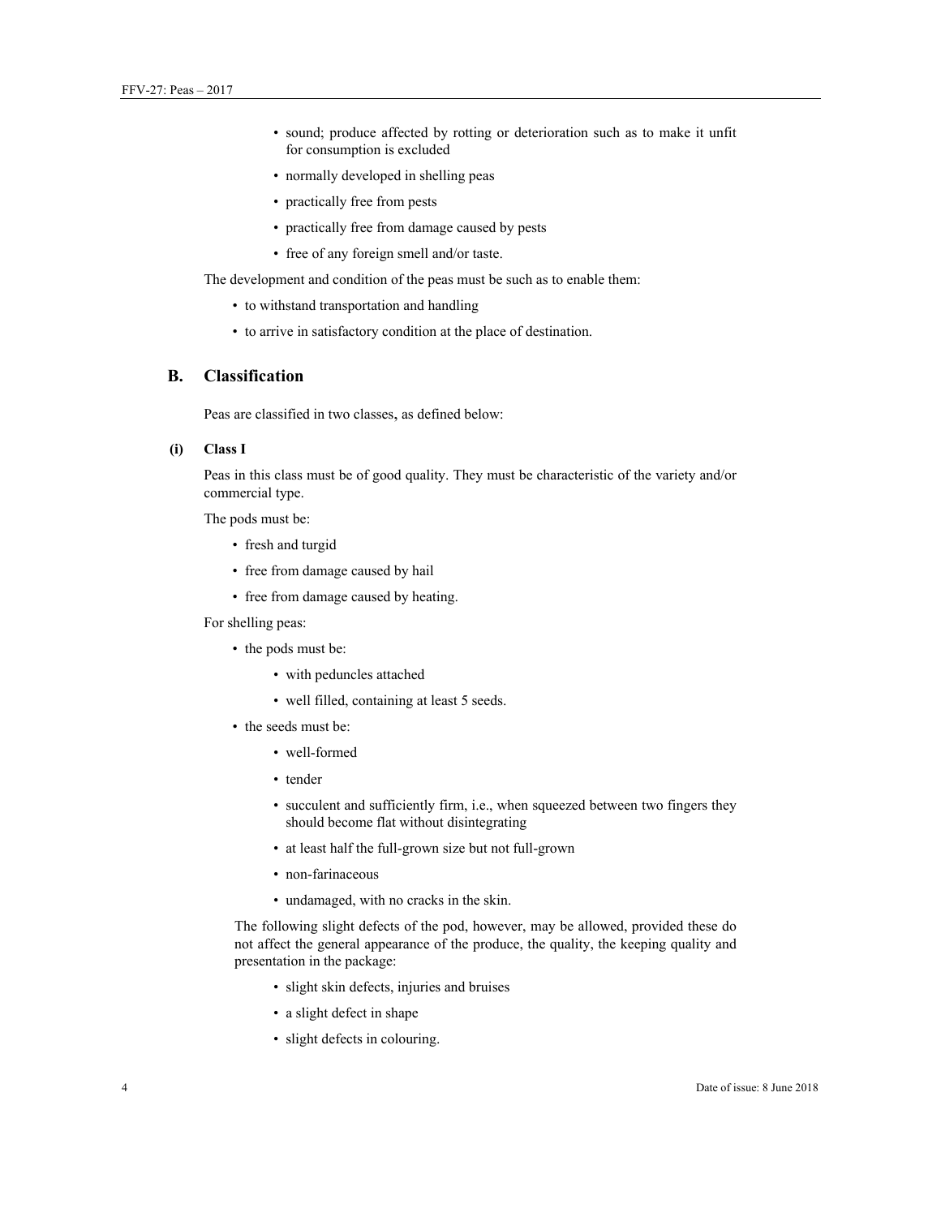- sound; produce affected by rotting or deterioration such as to make it unfit for consumption is excluded
- normally developed in shelling peas
- practically free from pests
- practically free from damage caused by pests
- free of any foreign smell and/or taste.

The development and condition of the peas must be such as to enable them:

- to withstand transportation and handling
- to arrive in satisfactory condition at the place of destination.

## B. Classification

Peas are classified in two classes, as defined below:

### (i) Class I

Peas in this class must be of good quality. They must be characteristic of the variety and/or commercial type.

The pods must be:

- fresh and turgid
- free from damage caused by hail
- free from damage caused by heating.

For shelling peas:

- the pods must be:
  - with peduncles attached
  - well filled, containing at least 5 seeds.
- the seeds must be:
  - well-formed
  - tender
  - succulent and sufficiently firm, i.e., when squeezed between two fingers they should become flat without disintegrating
  - at least half the full-grown size but not full-grown
  - non-farinaceous
  - undamaged, with no cracks in the skin.

The following slight defects of the pod, however, may be allowed, provided these do not affect the general appearance of the produce, the quality, the keeping quality and presentation in the package:

- slight skin defects, injuries and bruises
- a slight defect in shape
- slight defects in colouring.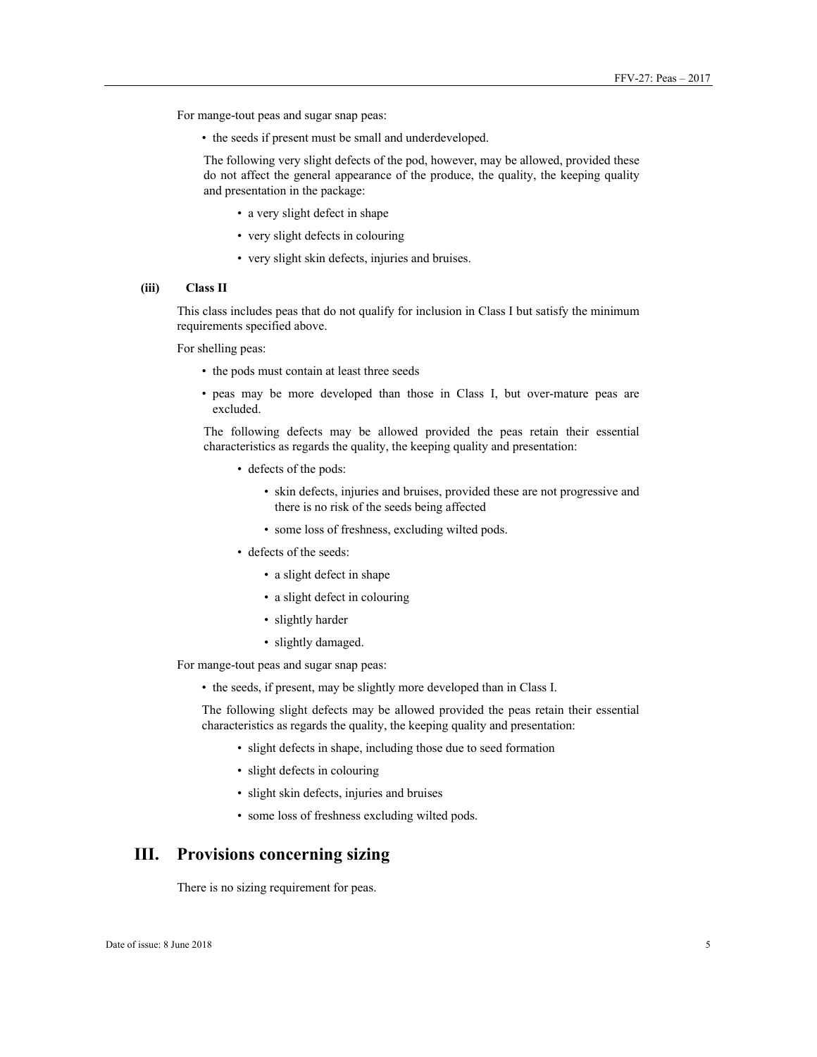For mange-tout peas and sugar snap peas:

- the seeds if present must be small and underdeveloped.

The following very slight defects of the pod, however, may be allowed, provided these do not affect the general appearance of the produce, the quality, the keeping quality and presentation in the package:

  - a very slight defect in shape
  - very slight defects in colouring
  - very slight skin defects, injuries and bruises.

### (iii) Class II

This class includes peas that do not qualify for inclusion in Class I but satisfy the minimum requirements specified above.

For shelling peas:

- the pods must contain at least three seeds
- peas may be more developed than those in Class I, but over-mature peas are excluded.

The following defects may be allowed provided the peas retain their essential characteristics as regards the quality, the keeping quality and presentation:

  - defects of the pods:
    - skin defects, injuries and bruises, provided these are not progressive and there is no risk of the seeds being affected
    - some loss of freshness, excluding wilted pods.
  - defects of the seeds:
    - a slight defect in shape
    - a slight defect in colouring
    - slightly harder
    - slightly damaged.

For mange-tout peas and sugar snap peas:

- the seeds, if present, may be slightly more developed than in Class I.

The following slight defects may be allowed provided the peas retain their essential characteristics as regards the quality, the keeping quality and presentation:

  - slight defects in shape, including those due to seed formation
  - slight defects in colouring
  - slight skin defects, injuries and bruises
  - some loss of freshness excluding wilted pods.

## III. Provisions concerning sizing

There is no sizing requirement for peas.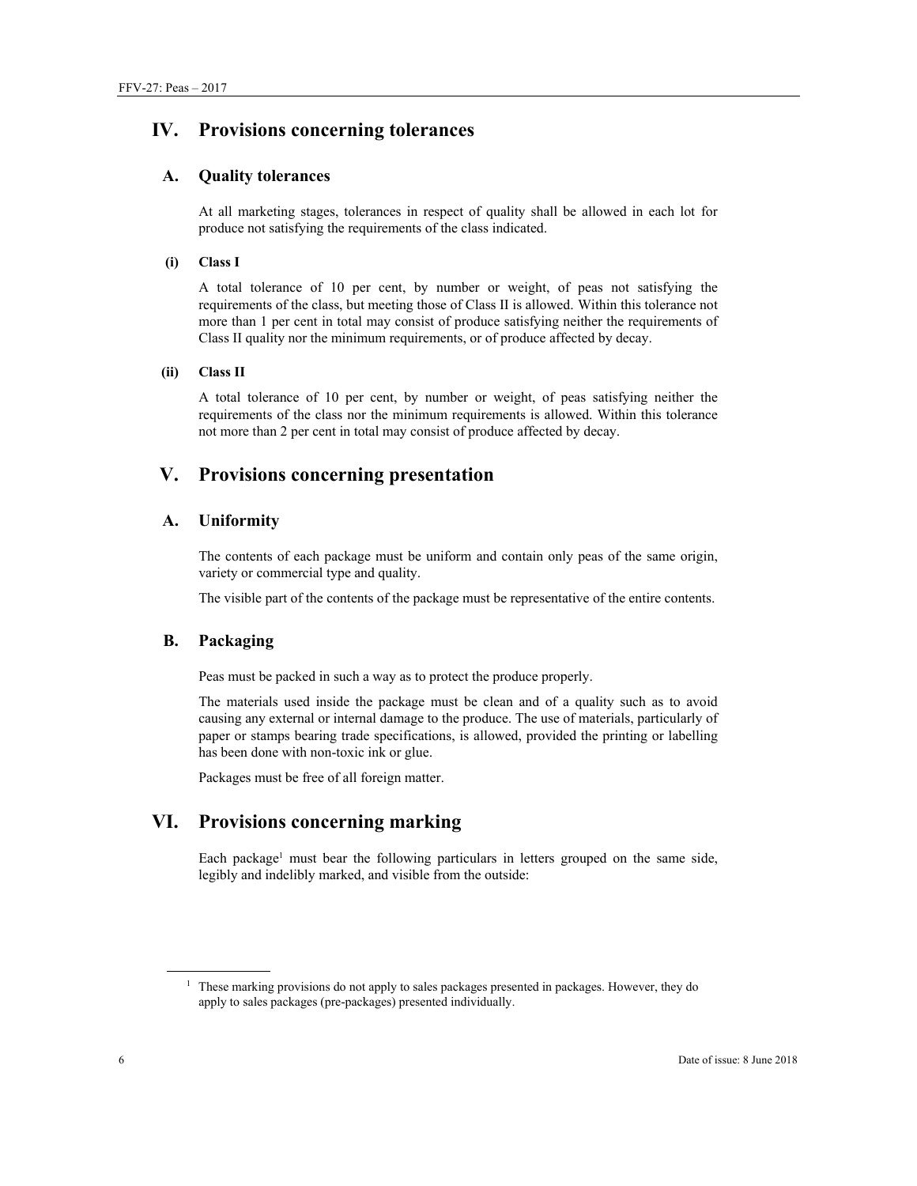# IV. Provisions concerning tolerances

## A. Quality tolerances

At all marketing stages, tolerances in respect of quality shall be allowed in each lot for produce not satisfying the requirements of the class indicated.

### (i) Class I

A total tolerance of 10 per cent, by number or weight, of peas not satisfying the requirements of the class, but meeting those of Class II is allowed. Within this tolerance not more than 1 per cent in total may consist of produce satisfying neither the requirements of Class II quality nor the minimum requirements, or of produce affected by decay.

### (ii) Class II

A total tolerance of 10 per cent, by number or weight, of peas satisfying neither the requirements of the class nor the minimum requirements is allowed. Within this tolerance not more than 2 per cent in total may consist of produce affected by decay.

# V. Provisions concerning presentation

## A. Uniformity

The contents of each package must be uniform and contain only peas of the same origin, variety or commercial type and quality.

The visible part of the contents of the package must be representative of the entire contents.

## B. Packaging

Peas must be packed in such a way as to protect the produce properly.

The materials used inside the package must be clean and of a quality such as to avoid causing any external or internal damage to the produce. The use of materials, particularly of paper or stamps bearing trade specifications, is allowed, provided the printing or labelling has been done with non-toxic ink or glue.

Packages must be free of all foreign matter.

# VI. Provisions concerning marking

Each package[1] must bear the following particulars in letters grouped on the same side, legibly and indelibly marked, and visible from the outside:

[1] These marking provisions do not apply to sales packages presented in packages. However, they do apply to sales packages (pre-packages) presented individually.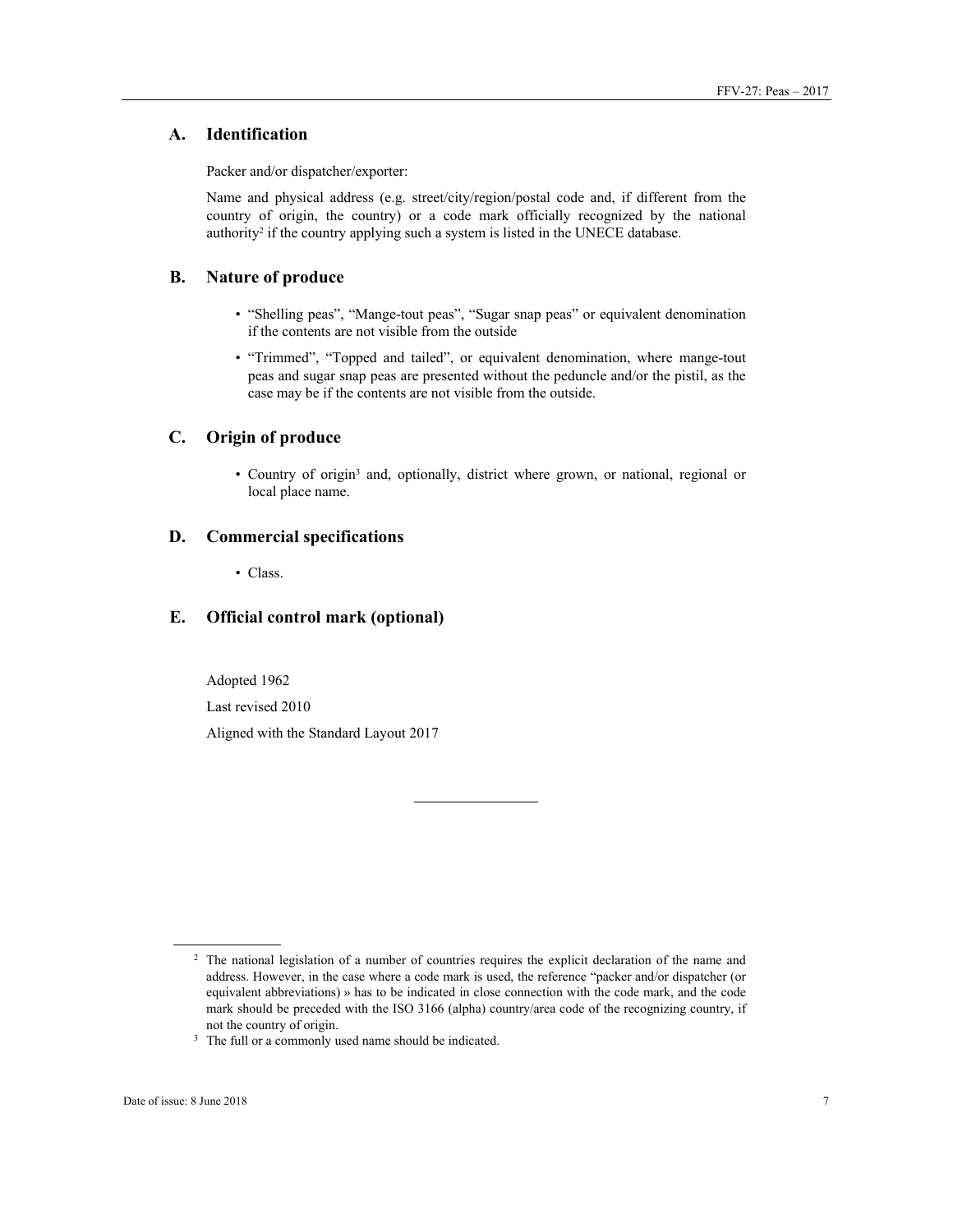## A. Identification

Packer and/or dispatcher/exporter:

Name and physical address (e.g. street/city/region/postal code and, if different from the country of origin, the country) or a code mark officially recognized by the national authority[2] if the country applying such a system is listed in the UNECE database.

## B. Nature of produce

- "Shelling peas", "Mange-tout peas", "Sugar snap peas" or equivalent denomination if the contents are not visible from the outside
- "Trimmed", "Topped and tailed", or equivalent denomination, where mange-tout peas and sugar snap peas are presented without the peduncle and/or the pistil, as the case may be if the contents are not visible from the outside.

## C. Origin of produce

- Country of origin[3] and, optionally, district where grown, or national, regional or local place name.

## D. Commercial specifications

- Class.

## E. Official control mark (optional)

Adopted 1962

Last revised 2010

Aligned with the Standard Layout 2017

---

[2] The national legislation of a number of countries requires the explicit declaration of the name and address. However, in the case where a code mark is used, the reference "packer and/or dispatcher (or equivalent abbreviations) » has to be indicated in close connection with the code mark, and the code mark should be preceded with the ISO 3166 (alpha) country/area code of the recognizing country, if not the country of origin.

[3] The full or a commonly used name should be indicated.